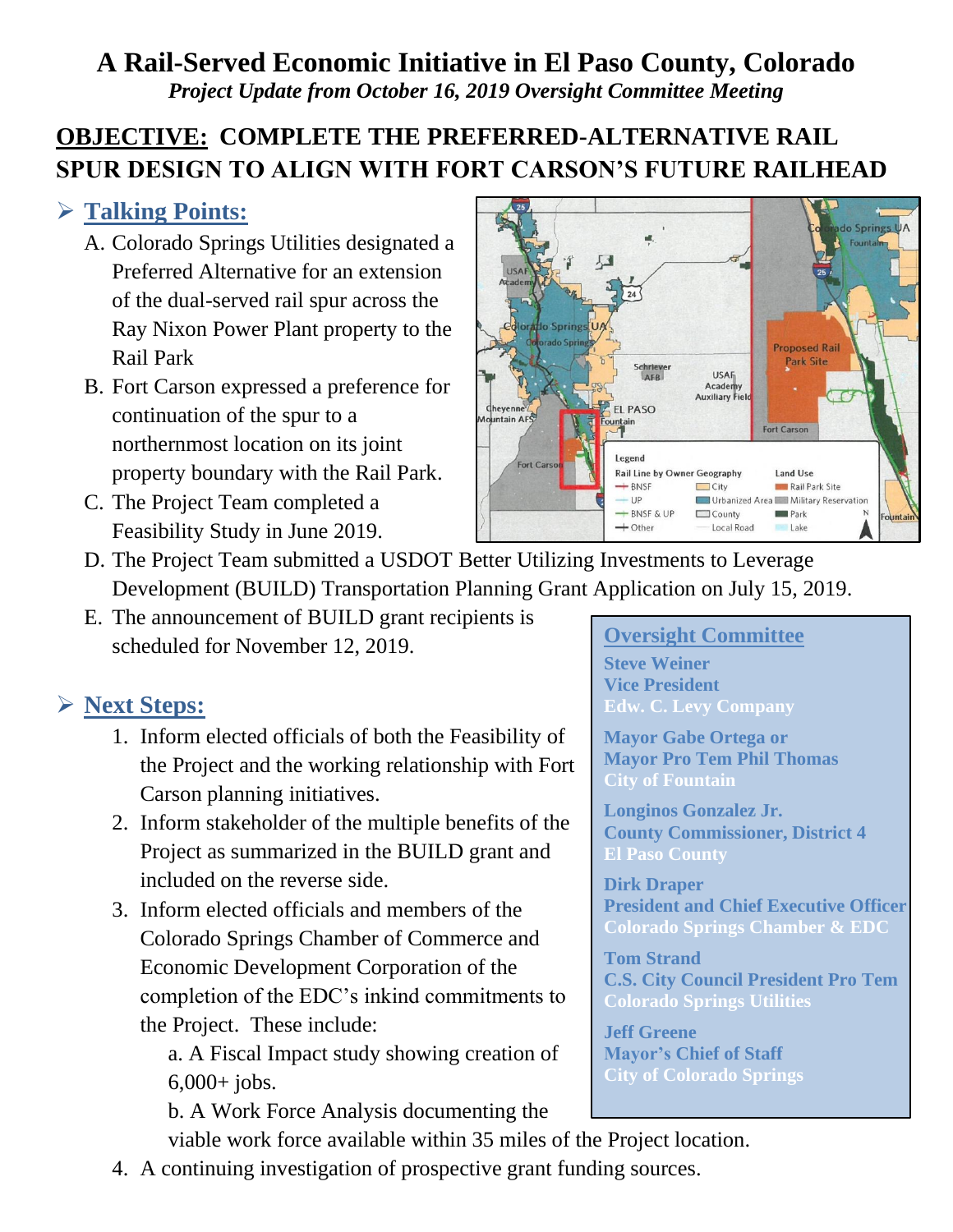# A Rail-Served Economic Initiative in El Paso County, Colorado

*Project Update from October 16, 2019 Oversight Committee Meeting*

## OBJECTIVE: COMPLETE THE PREFERRED-ALTERNATIVE RAIL SPUR DESIGN TO ALIGN WITH FORT CARSON'S FUTURE RAILHEAD

## Talking Points:

A. Colorado Springs Utilities designated a Preferred Alternative for an extension of the dual-served rail spur across the Ray Nixon Power Plant property to the Rail Park

B. Fort Carson expressed a preference for continuation of the spur to a northernmost location on its joint property boundary with the Rail Park.

C. The Project Team completed a Feasibility Study in June 2019.

D. The Project Team submitted a USDOT Better Utilizing Investments to Leverage Development (BUILD) Transportation Planning Grant Application on July 15, 2019.

E. The announcement of BUILD grant recipients is scheduled for November 12, 2019.

## Next Steps:

1. Inform elected officials of both the Feasibility of the Project and the working relationship with Fort Carson planning initiatives.
2. Inform stakeholder of the multiple benefits of the Project as summarized in the BUILD grant and included on the reverse side.
3. Inform elected officials and members of the Colorado Springs Chamber of Commerce and Economic Development Corporation of the completion of the EDC's inkind commitments to the Project. These include:
   a. A Fiscal Impact study showing creation of 6,000+ jobs.
   b. A Work Force Analysis documenting the viable work force available within 35 miles of the Project location.
4. A continuing investigation of prospective grant funding sources.

### Oversight Committee

**Steve Weiner**
**Vice President**
**Edw. C. Levy Company**

**Mayor Gabe Ortega or**
**Mayor Pro Tem Phil Thomas**
**City of Fountain**

**Longinos Gonzalez Jr.**
**County Commissioner, District 4**
**El Paso County**

**Dirk Draper**
**President and Chief Executive Officer**
**Colorado Springs Chamber & EDC**

**Tom Strand**
**C.S. City Council President Pro Tem**
**Colorado Springs Utilities**

**Jeff Greene**
**Mayor's Chief of Staff**
**City of Colorado Springs**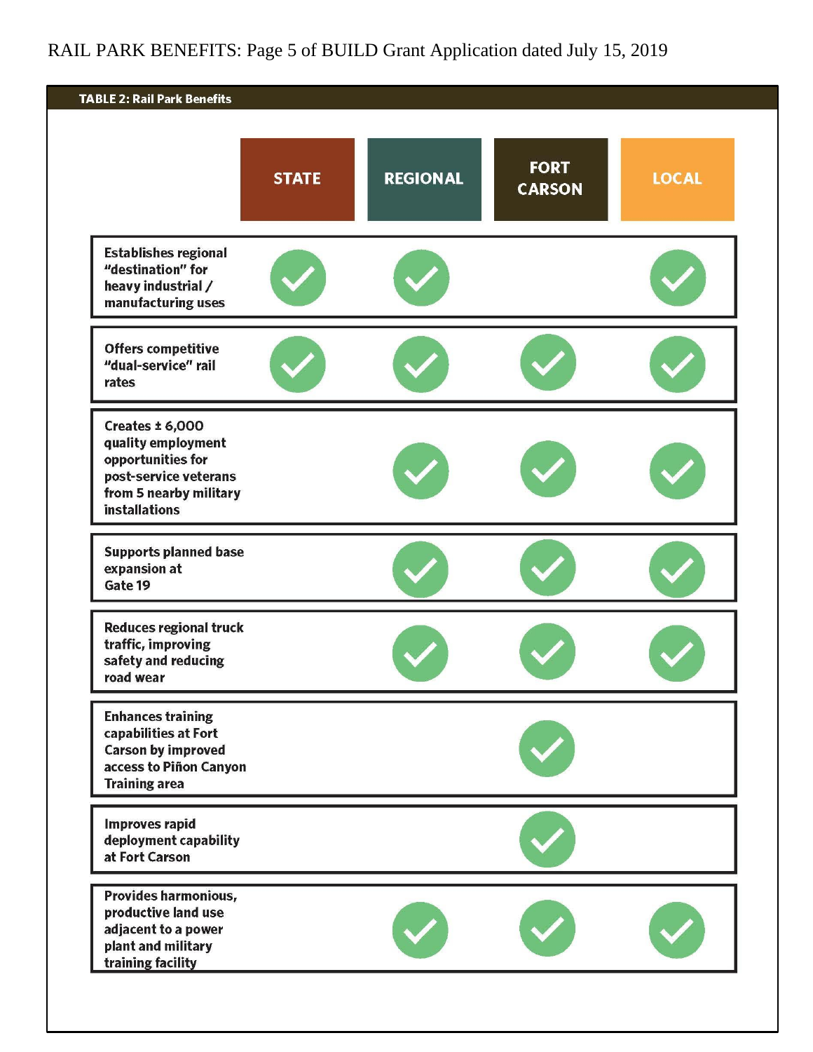RAIL PARK BENEFITS: Page 5 of BUILD Grant Application dated July 15, 2019

**TABLE 2: Rail Park Benefits**

| | STATE | REGIONAL | FORT CARSON | LOCAL |
|---|---|---|---|---|
| Establishes regional "destination" for heavy industrial / manufacturing uses | ✓ | ✓ | | ✓ |
| Offers competitive "dual-service" rail rates | ✓ | ✓ | ✓ | ✓ |
| Creates ± 6,000 quality employment opportunities for post-service veterans from 5 nearby military installations | | ✓ | ✓ | ✓ |
| Supports planned base expansion at Gate 19 | | ✓ | ✓ | ✓ |
| Reduces regional truck traffic, improving safety and reducing road wear | | ✓ | ✓ | ✓ |
| Enhances training capabilities at Fort Carson by improved access to Piñon Canyon Training area | | | ✓ | |
| Improves rapid deployment capability at Fort Carson | | | ✓ | |
| Provides harmonious, productive land use adjacent to a power plant and military training facility | | ✓ | ✓ | ✓ |